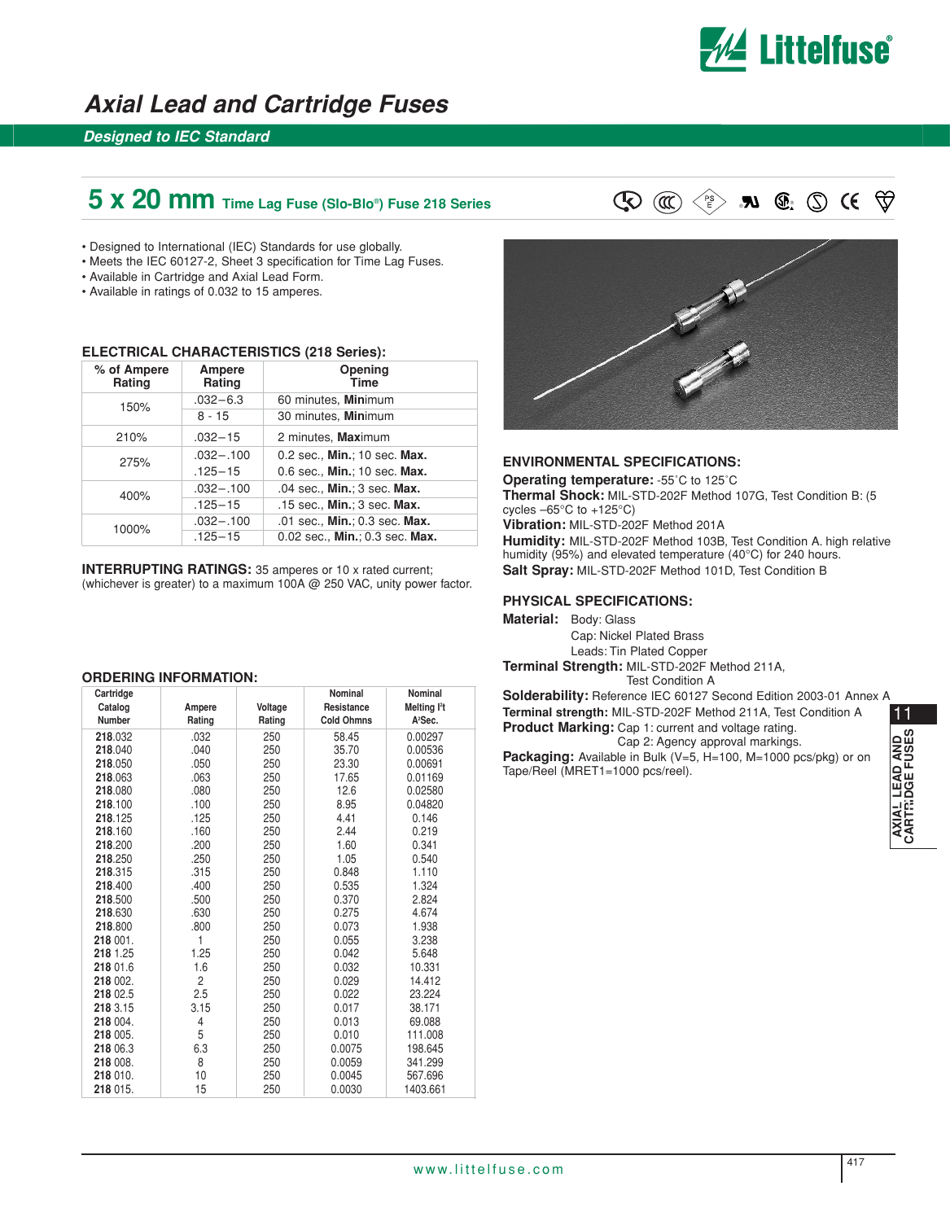# Axial Lead and Cartridge Fuses

## Designed to IEC Standard

## 5 x 20 mm Time Lag Fuse (Slo-Blo®) Fuse 218 Series

- Designed to International (IEC) Standards for use globally.
- Meets the IEC 60127-2, Sheet 3 specification for Time Lag Fuses.
- Available in Cartridge and Axial Lead Form.
- Available in ratings of 0.032 to 15 amperes.

### ELECTRICAL CHARACTERISTICS (218 Series):

| % of Ampere Rating | Ampere Rating | Opening Time |
|---|---|---|
| 150% | .032–6.3 | 60 minutes, **Min**imum |
| | 8 - 15 | 30 minutes, **Min**imum |
| 210% | .032–15 | 2 minutes, **Max**imum |
| 275% | .032–.100 | 0.2 sec., **Min.**; 10 sec. **Max.** |
| | .125–15 | 0.6 sec., **Min.**; 10 sec. **Max.** |
| 400% | .032–.100 | .04 sec., **Min.**; 3 sec. **Max.** |
| | .125–15 | .15 sec., **Min.**; 3 sec. **Max.** |
| 1000% | .032–.100 | .01 sec., **Min.**; 0.3 sec. **Max.** |
| | .125–15 | 0.02 sec., **Min.**; 0.3 sec. **Max.** |

**INTERRUPTING RATINGS:** 35 amperes or 10 x rated current; (whichever is greater) to a maximum 100A @ 250 VAC, unity power factor.

### ORDERING INFORMATION:

| Cartridge Catalog Number | Ampere Rating | Voltage Rating | Nominal Resistance Cold Ohms | Nominal Melting I²t A²Sec. |
|---|---|---|---|---|
| **218**.032 | .032 | 250 | 58.45 | 0.00297 |
| **218**.040 | .040 | 250 | 35.70 | 0.00536 |
| **218**.050 | .050 | 250 | 23.30 | 0.00691 |
| **218**.063 | .063 | 250 | 17.65 | 0.01169 |
| **218**.080 | .080 | 250 | 12.6 | 0.02580 |
| **218**.100 | .100 | 250 | 8.95 | 0.04820 |
| **218**.125 | .125 | 250 | 4.41 | 0.146 |
| **218**.160 | .160 | 250 | 2.44 | 0.219 |
| **218**.200 | .200 | 250 | 1.60 | 0.341 |
| **218**.250 | .250 | 250 | 1.05 | 0.540 |
| **218**.315 | .315 | 250 | 0.848 | 1.110 |
| **218**.400 | .400 | 250 | 0.535 | 1.324 |
| **218**.500 | .500 | 250 | 0.370 | 2.824 |
| **218**.630 | .630 | 250 | 0.275 | 4.674 |
| **218**.800 | .800 | 250 | 0.073 | 1.938 |
| **218** 001. | 1 | 250 | 0.055 | 3.238 |
| **218** 1.25 | 1.25 | 250 | 0.042 | 5.648 |
| **218** 01.6 | 1.6 | 250 | 0.032 | 10.331 |
| **218** 002. | 2 | 250 | 0.029 | 14.412 |
| **218** 02.5 | 2.5 | 250 | 0.022 | 23.224 |
| **218** 3.15 | 3.15 | 250 | 0.017 | 38.171 |
| **218** 004. | 4 | 250 | 0.013 | 69.088 |
| **218** 005. | 5 | 250 | 0.010 | 111.008 |
| **218** 06.3 | 6.3 | 250 | 0.0075 | 198.645 |
| **218** 008. | 8 | 250 | 0.0059 | 341.299 |
| **218** 010. | 10 | 250 | 0.0045 | 567.696 |
| **218** 015. | 15 | 250 | 0.0030 | 1403.661 |

### ENVIRONMENTAL SPECIFICATIONS:

**Operating temperature:** -55˚C to 125˚C
**Thermal Shock:** MIL-STD-202F Method 107G, Test Condition B: (5 cycles –65°C to +125°C)
**Vibration:** MIL-STD-202F Method 201A
**Humidity:** MIL-STD-202F Method 103B, Test Condition A. high relative humidity (95%) and elevated temperature (40°C) for 240 hours.
**Salt Spray:** MIL-STD-202F Method 101D, Test Condition B

### PHYSICAL SPECIFICATIONS:

**Material:** Body: Glass
Cap: Nickel Plated Brass
Leads: Tin Plated Copper
**Terminal Strength:** MIL-STD-202F Method 211A, Test Condition A
**Solderability:** Reference IEC 60127 Second Edition 2003-01 Annex A
**Terminal strength:** MIL-STD-202F Method 211A, Test Condition A
**Product Marking:** Cap 1: current and voltage rating.
Cap 2: Agency approval markings.
**Packaging:** Available in Bulk (V=5, H=100, M=1000 pcs/pkg) or on Tape/Reel (MRET1=1000 pcs/reel).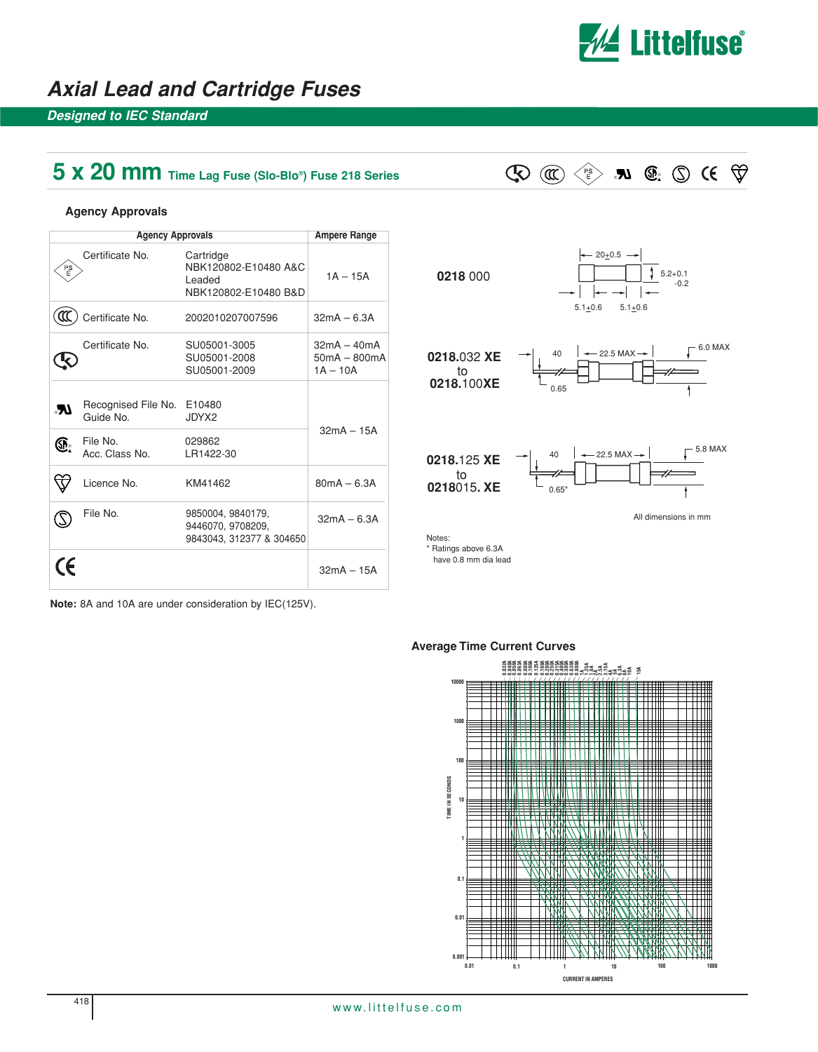# Axial Lead and Cartridge Fuses

***Designed to IEC Standard***

## 5 x 20 mm Time Lag Fuse (Slo-Blo®) Fuse 218 Series

### Agency Approvals

| Agency Approvals | | | Ampere Range |
|---|---|---|---|
| PSE | Certificate No. | Cartridge NBK120802-E10480 A&C Leaded NBK120802-E10480 B&D | 1A – 15A |
| CCC | Certificate No. | 2002010207007596 | 32mA – 6.3A |
| K | Certificate No. | SU05001-3005 SU05001-2008 SU05001-2009 | 32mA – 40mA 50mA – 800mA 1A – 10A |
| UR | Recognised File No. Guide No. | E10480 JDYX2 | 32mA – 15A |
| CSA | File No. Acc. Class No. | 029862 LR1422-30 | 32mA – 15A |
| BSI | Licence No. | KM41462 | 80mA – 6.3A |
| S | File No. | 9850004, 9840179, 9446070, 9708209, 9843043, 312377 & 304650 | 32mA – 6.3A |
| CE | | | 32mA – 15A |

**Note:** 8A and 10A are under consideration by IEC(125V).

**0218 000**

20±0.5
5.2+0.1 -0.2
5.1±0.6
5.1±0.6

**0218**.032 **XE** to **0218**.100**XE**

40
22.5 MAX
6.0 MAX
0.65

**0218**.125 **XE** to **0218**015. **XE**

40
22.5 MAX
5.8 MAX
0.65*

All dimensions in mm

Notes:
* Ratings above 6.3A have 0.8 mm dia lead

### Average Time Current Curves

0.032A 0.040A 0.050A 0.063A 0.080A 0.100A 0.125A 0.160A 0.200A 0.250A 0.315A 0.400A 0.500A 0.630A 0.800A 1A 1.25A 1.6A 2A 2.5A 3.15A 4A 5A 6.3A 8A 10A 15A

TIME IN SECONDS

10000
1000
100
10
1
0.1
0.01
0.001

0.01
0.1
1
10
100
1000

CURRENT IN AMPERES

www.littelfuse.com